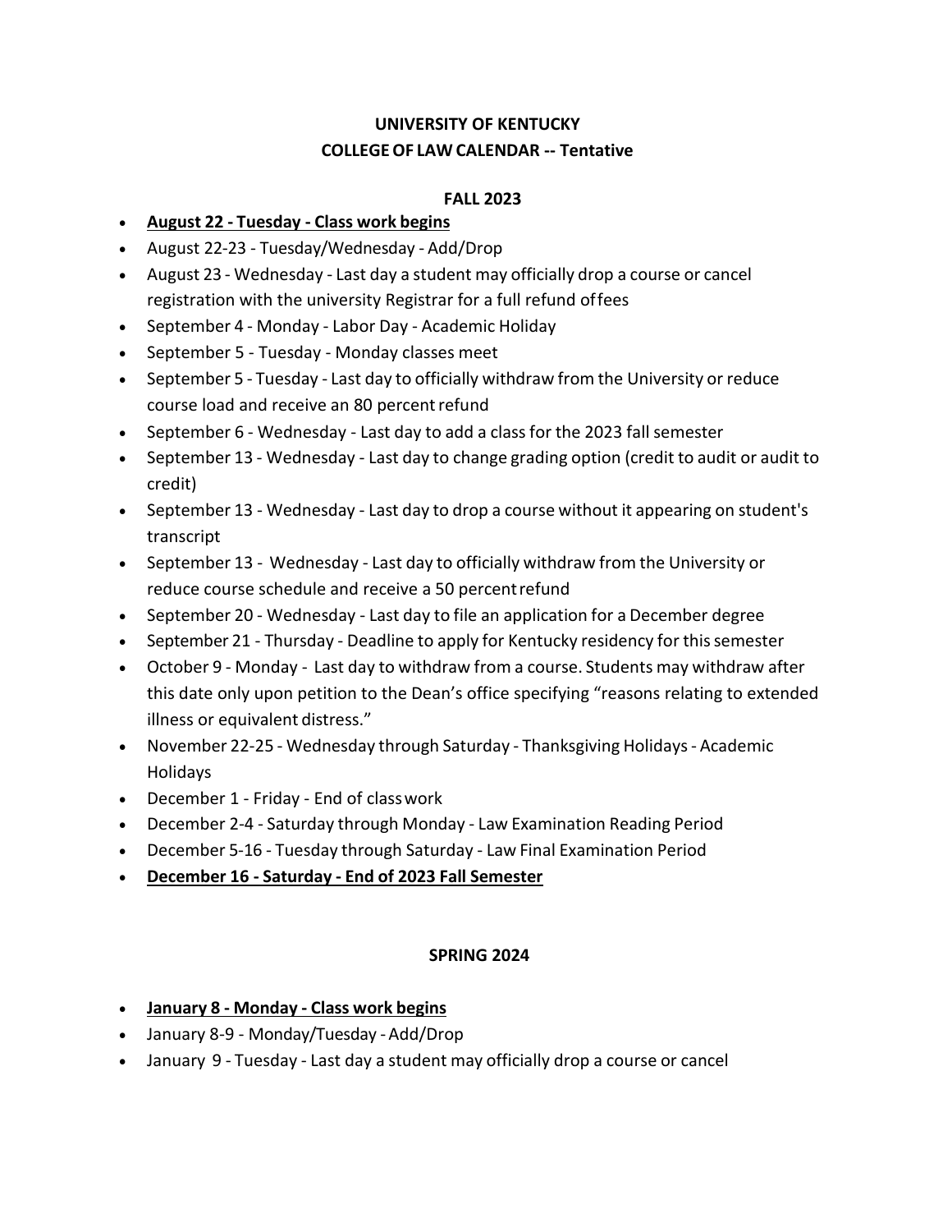**UNIVERSITY OF KENTUCKY**
**COLLEGE OF LAW CALENDAR -- Tentative**

**FALL 2023**

- **<u>August 22 - Tuesday - Class work begins</u>**
- August 22-23 - Tuesday/Wednesday - Add/Drop
- August 23 - Wednesday - Last day a student may officially drop a course or cancel registration with the university Registrar for a full refund of fees
- September 4 - Monday - Labor Day - Academic Holiday
- September 5 - Tuesday - Monday classes meet
- September 5 - Tuesday - Last day to officially withdraw from the University or reduce course load and receive an 80 percent refund
- September 6 - Wednesday - Last day to add a class for the 2023 fall semester
- September 13 - Wednesday - Last day to change grading option (credit to audit or audit to credit)
- September 13 - Wednesday - Last day to drop a course without it appearing on student's transcript
- September 13 - Wednesday - Last day to officially withdraw from the University or reduce course schedule and receive a 50 percent refund
- September 20 - Wednesday - Last day to file an application for a December degree
- September 21 - Thursday - Deadline to apply for Kentucky residency for this semester
- October 9 - Monday - Last day to withdraw from a course. Students may withdraw after this date only upon petition to the Dean's office specifying "reasons relating to extended illness or equivalent distress."
- November 22-25 - Wednesday through Saturday - Thanksgiving Holidays - Academic Holidays
- December 1 - Friday - End of class work
- December 2-4 - Saturday through Monday - Law Examination Reading Period
- December 5-16 - Tuesday through Saturday - Law Final Examination Period
- **<u>December 16 - Saturday - End of 2023 Fall Semester</u>**

**SPRING 2024**

- **<u>January 8 - Monday - Class work begins</u>**
- January 8-9 - Monday/Tuesday - Add/Drop
- January 9 - Tuesday - Last day a student may officially drop a course or cancel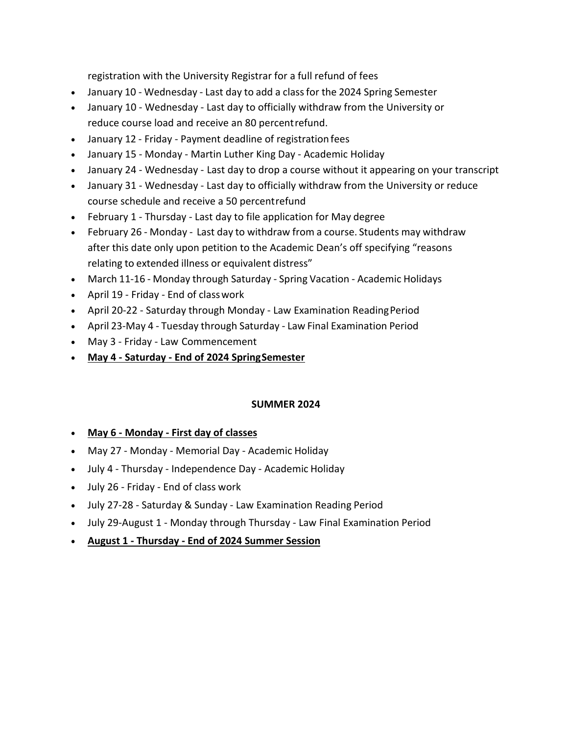registration with the University Registrar for a full refund of fees

- January 10 - Wednesday - Last day to add a class for the 2024 Spring Semester
- January 10 - Wednesday - Last day to officially withdraw from the University or reduce course load and receive an 80 percent refund.
- January 12 - Friday - Payment deadline of registration fees
- January 15 - Monday - Martin Luther King Day - Academic Holiday
- January 24 - Wednesday - Last day to drop a course without it appearing on your transcript
- January 31 - Wednesday - Last day to officially withdraw from the University or reduce course schedule and receive a 50 percent refund
- February 1 - Thursday - Last day to file application for May degree
- February 26 - Monday - Last day to withdraw from a course. Students may withdraw after this date only upon petition to the Academic Dean's off specifying "reasons relating to extended illness or equivalent distress"
- March 11-16 - Monday through Saturday - Spring Vacation - Academic Holidays
- April 19 - Friday - End of class work
- April 20-22 - Saturday through Monday - Law Examination Reading Period
- April 23-May 4 - Tuesday through Saturday - Law Final Examination Period
- May 3 - Friday - Law Commencement
- <u>**May 4 - Saturday - End of 2024 Spring Semester**</u>

## SUMMER 2024

- <u>**May 6 - Monday - First day of classes**</u>
- May 27 - Monday - Memorial Day - Academic Holiday
- July 4 - Thursday - Independence Day - Academic Holiday
- July 26 - Friday - End of class work
- July 27-28 - Saturday & Sunday - Law Examination Reading Period
- July 29-August 1 - Monday through Thursday - Law Final Examination Period
- <u>**August 1 - Thursday - End of 2024 Summer Session**</u>